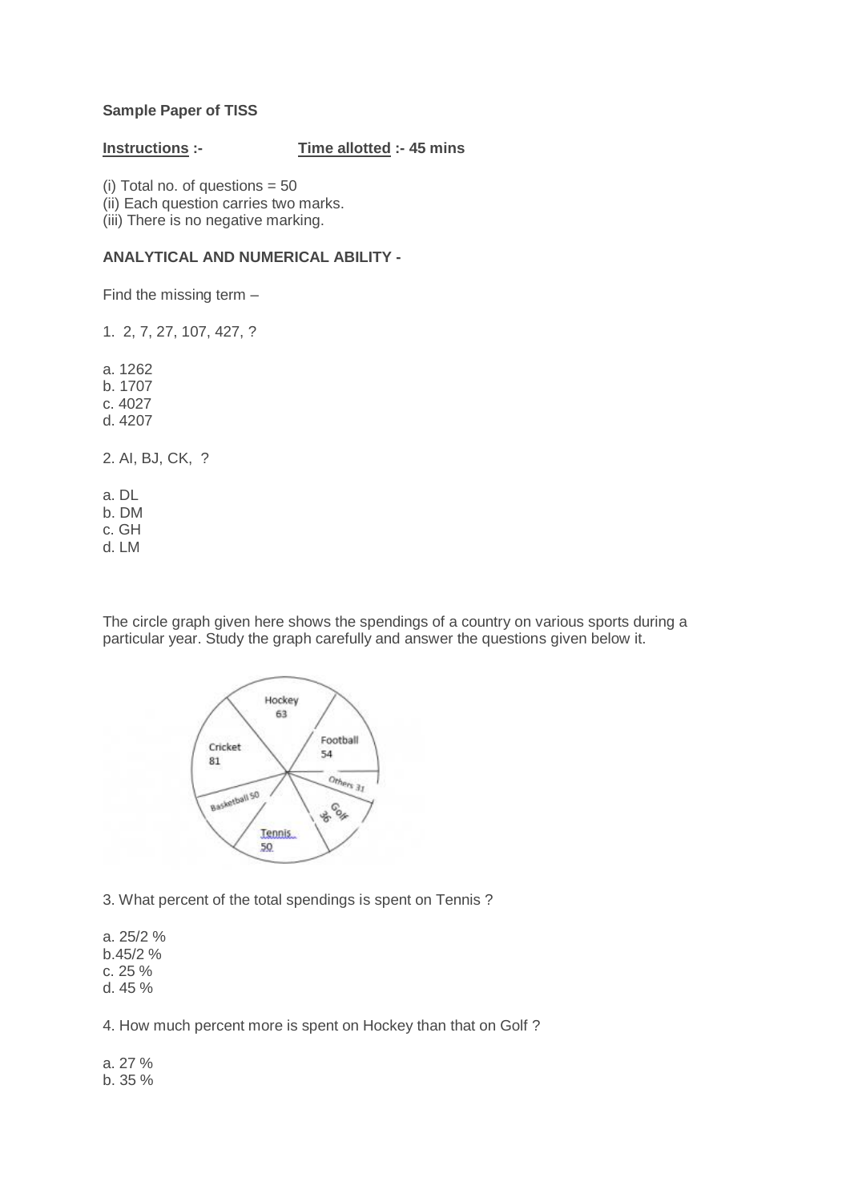**Sample Paper of TISS**

**Instructions :-** **Time allotted :- 45 mins**

(i) Total no. of questions = 50
(ii) Each question carries two marks.
(iii) There is no negative marking.

**ANALYTICAL AND NUMERICAL ABILITY -**

Find the missing term –

1. 2, 7, 27, 107, 427, ?

a. 1262
b. 1707
c. 4027
d. 4207

2. AI, BJ, CK, ?

a. DL
b. DM
c. GH
d. LM

The circle graph given here shows the spendings of a country on various sports during a particular year. Study the graph carefully and answer the questions given below it.

Hockey 63
Football 54
Others 31
Golf 36
Tennis 50
Basketball 50
Cricket 81

3. What percent of the total spendings is spent on Tennis ?

a. 25/2 %
b.45/2 %
c. 25 %
d. 45 %

4. How much percent more is spent on Hockey than that on Golf ?

a. 27 %
b. 35 %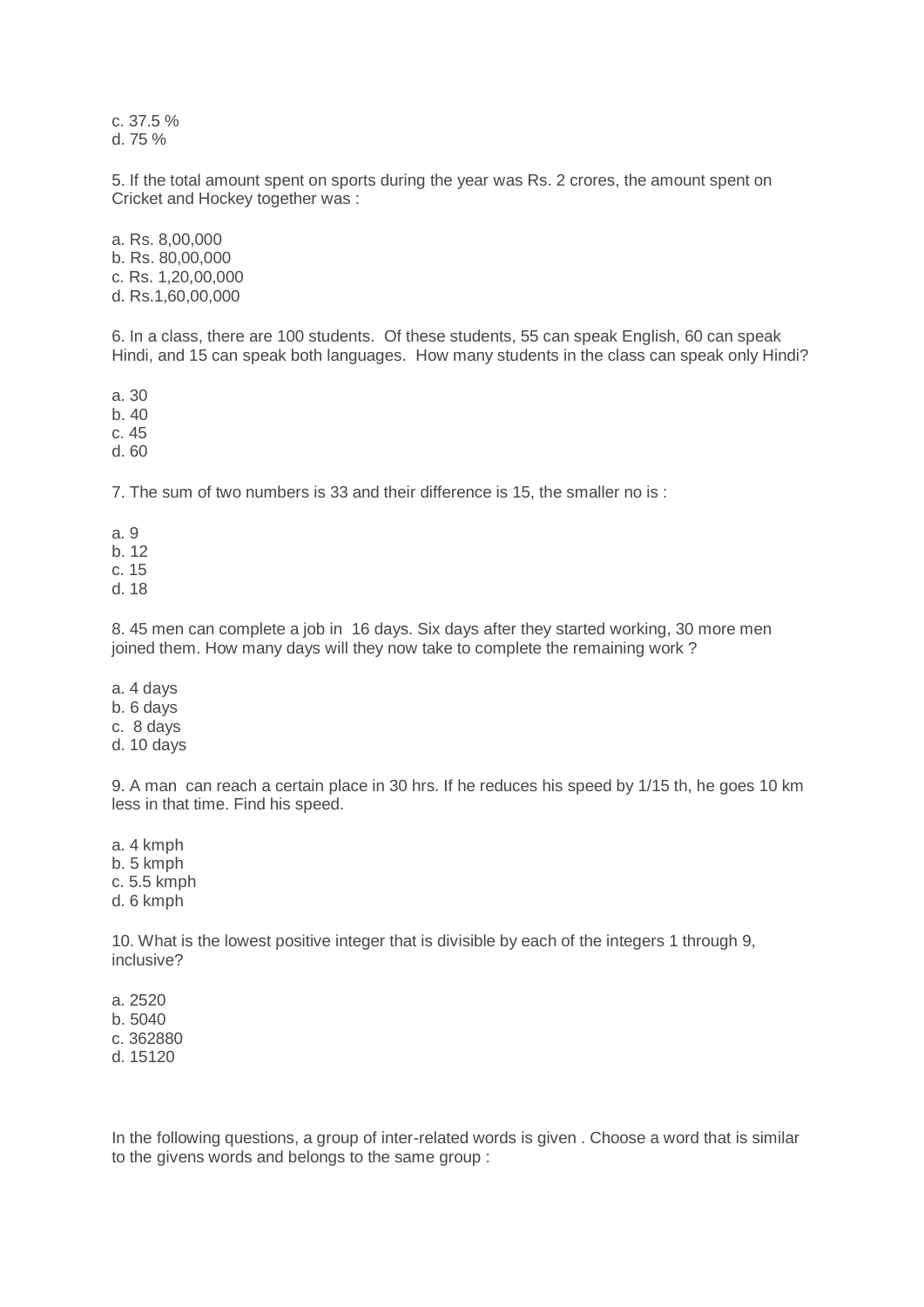c. 37.5 %
d. 75 %

5. If the total amount spent on sports during the year was Rs. 2 crores, the amount spent on Cricket and Hockey together was :

a. Rs. 8,00,000
b. Rs. 80,00,000
c. Rs. 1,20,00,000
d. Rs.1,60,00,000

6. In a class, there are 100 students. Of these students, 55 can speak English, 60 can speak Hindi, and 15 can speak both languages. How many students in the class can speak only Hindi?

a. 30
b. 40
c. 45
d. 60

7. The sum of two numbers is 33 and their difference is 15, the smaller no is :

a. 9
b. 12
c. 15
d. 18

8. 45 men can complete a job in 16 days. Six days after they started working, 30 more men joined them. How many days will they now take to complete the remaining work ?

a. 4 days
b. 6 days
c. 8 days
d. 10 days

9. A man can reach a certain place in 30 hrs. If he reduces his speed by 1/15 th, he goes 10 km less in that time. Find his speed.

a. 4 kmph
b. 5 kmph
c. 5.5 kmph
d. 6 kmph

10. What is the lowest positive integer that is divisible by each of the integers 1 through 9, inclusive?

a. 2520
b. 5040
c. 362880
d. 15120

In the following questions, a group of inter-related words is given . Choose a word that is similar to the givens words and belongs to the same group :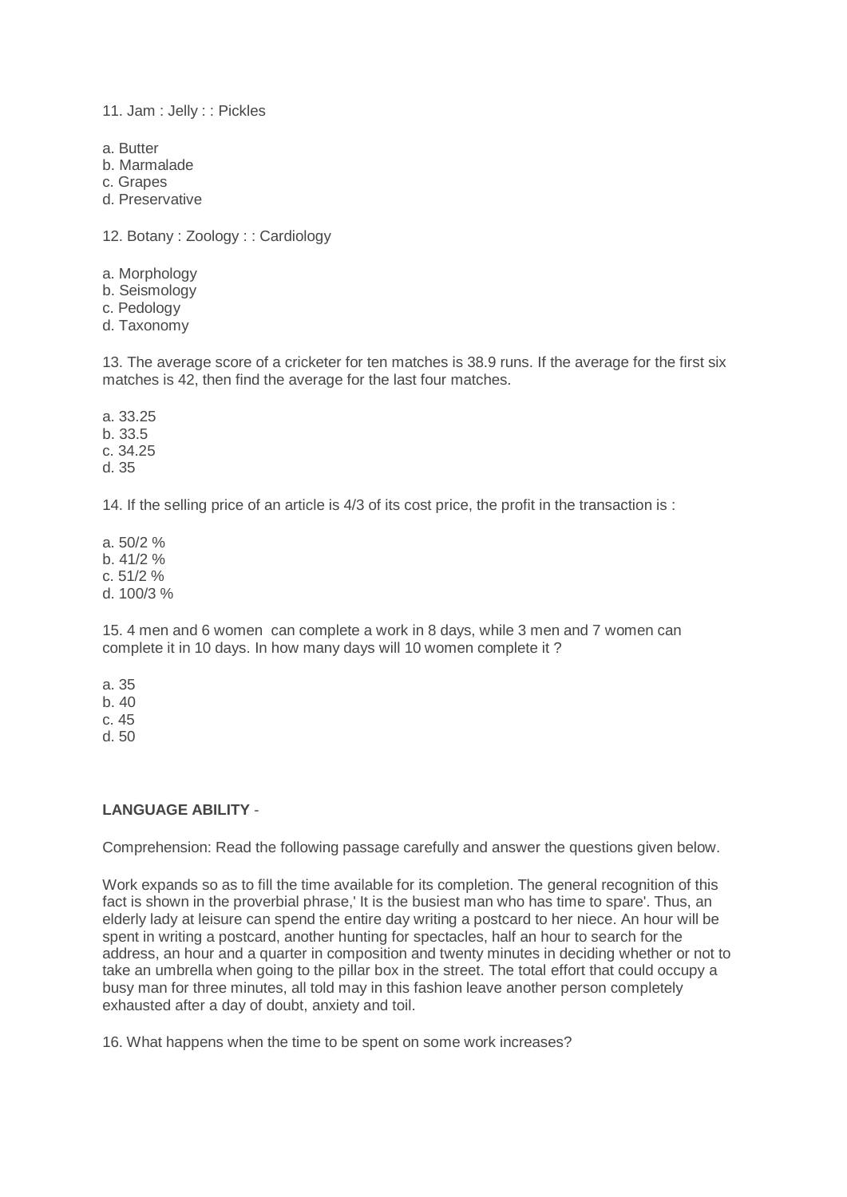11. Jam : Jelly : : Pickles

a. Butter
b. Marmalade
c. Grapes
d. Preservative

12. Botany : Zoology : : Cardiology

a. Morphology
b. Seismology
c. Pedology
d. Taxonomy

13. The average score of a cricketer for ten matches is 38.9 runs. If the average for the first six matches is 42, then find the average for the last four matches.

a. 33.25
b. 33.5
c. 34.25
d. 35

14. If the selling price of an article is 4/3 of its cost price, the profit in the transaction is :

a. 50/2 %
b. 41/2 %
c. 51/2 %
d. 100/3 %

15. 4 men and 6 women can complete a work in 8 days, while 3 men and 7 women can complete it in 10 days. In how many days will 10 women complete it ?

a. 35
b. 40
c. 45
d. 50

**LANGUAGE ABILITY** -

Comprehension: Read the following passage carefully and answer the questions given below.

Work expands so as to fill the time available for its completion. The general recognition of this fact is shown in the proverbial phrase,' It is the busiest man who has time to spare'. Thus, an elderly lady at leisure can spend the entire day writing a postcard to her niece. An hour will be spent in writing a postcard, another hunting for spectacles, half an hour to search for the address, an hour and a quarter in composition and twenty minutes in deciding whether or not to take an umbrella when going to the pillar box in the street. The total effort that could occupy a busy man for three minutes, all told may in this fashion leave another person completely exhausted after a day of doubt, anxiety and toil.

16. What happens when the time to be spent on some work increases?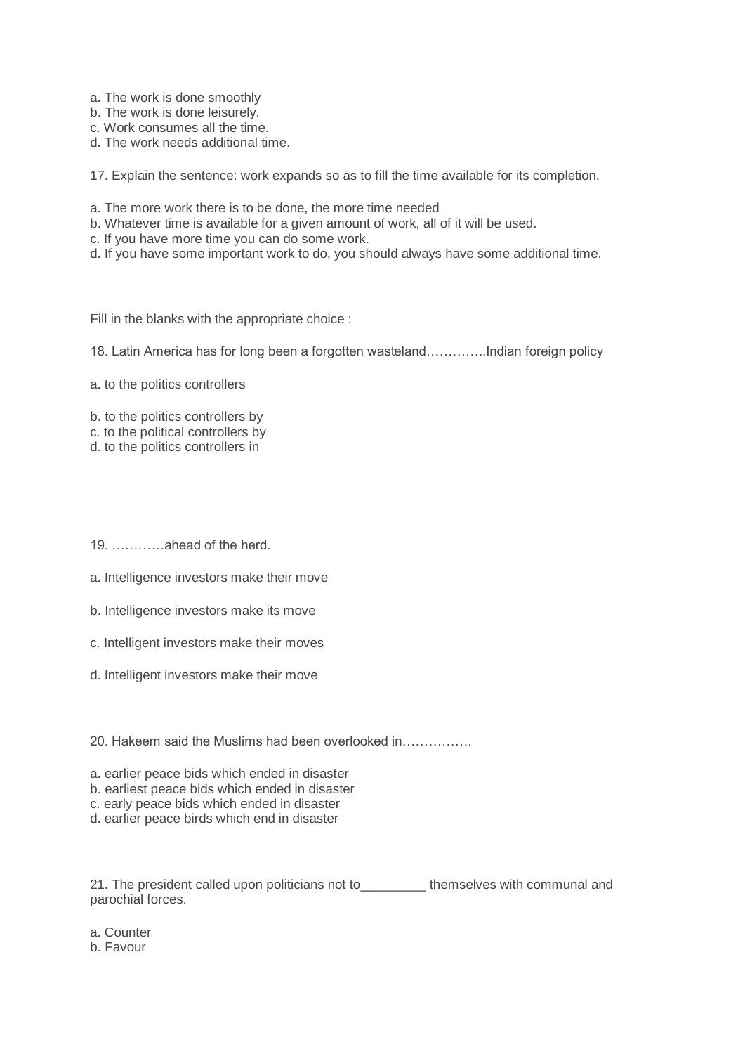a. The work is done smoothly
b. The work is done leisurely.
c. Work consumes all the time.
d. The work needs additional time.

17. Explain the sentence: work expands so as to fill the time available for its completion.

a. The more work there is to be done, the more time needed
b. Whatever time is available for a given amount of work, all of it will be used.
c. If you have more time you can do some work.
d. If you have some important work to do, you should always have some additional time.

Fill in the blanks with the appropriate choice :

18. Latin America has for long been a forgotten wasteland…………..Indian foreign policy

a. to the politics controllers

b. to the politics controllers by
c. to the political controllers by
d. to the politics controllers in

19. …………ahead of the herd.

a. Intelligence investors make their move

b. Intelligence investors make its move

c. Intelligent investors make their moves

d. Intelligent investors make their move

20. Hakeem said the Muslims had been overlooked in…………….

a. earlier peace bids which ended in disaster
b. earliest peace bids which ended in disaster
c. early peace bids which ended in disaster
d. earlier peace birds which end in disaster

21. The president called upon politicians not to_________ themselves with communal and parochial forces.

a. Counter
b. Favour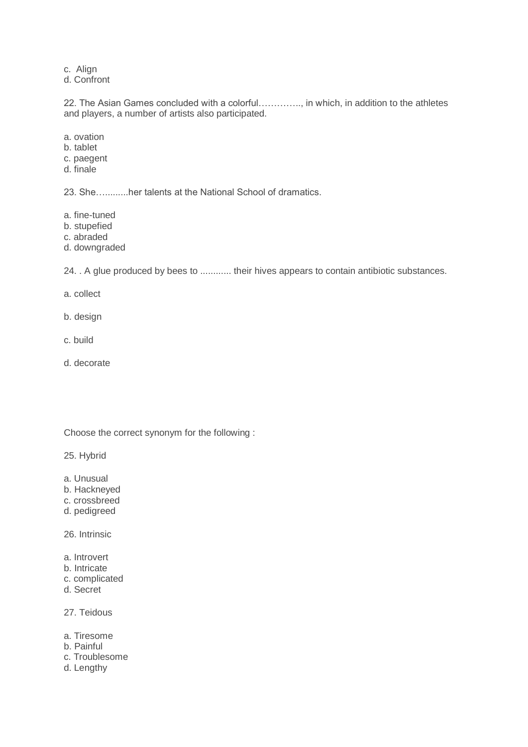c. Align
d. Confront

22. The Asian Games concluded with a colorful………….., in which, in addition to the athletes and players, a number of artists also participated.

a. ovation
b. tablet
c. paegent
d. finale

23. She…..........her talents at the National School of dramatics.

a. fine-tuned
b. stupefied
c. abraded
d. downgraded

24. . A glue produced by bees to ............ their hives appears to contain antibiotic substances.

a. collect

b. design

c. build

d. decorate

Choose the correct synonym for the following :

25. Hybrid

a. Unusual
b. Hackneyed
c. crossbreed
d. pedigreed

26. Intrinsic

a. Introvert
b. Intricate
c. complicated
d. Secret

27. Teidous

a. Tiresome
b. Painful
c. Troublesome
d. Lengthy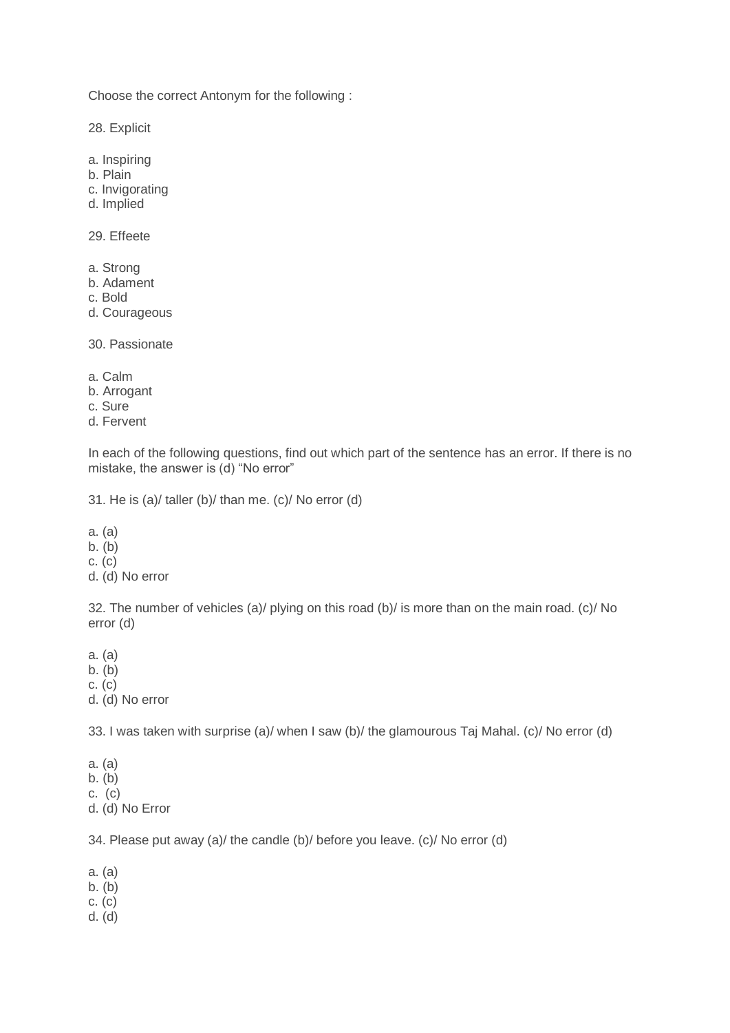Choose the correct Antonym for the following :

28. Explicit

a. Inspiring
b. Plain
c. Invigorating
d. Implied

29. Effeete

a. Strong
b. Adament
c. Bold
d. Courageous

30. Passionate

a. Calm
b. Arrogant
c. Sure
d. Fervent

In each of the following questions, find out which part of the sentence has an error. If there is no mistake, the answer is (d) "No error"

31. He is (a)/ taller (b)/ than me. (c)/ No error (d)

a. (a)
b. (b)
c. (c)
d. (d) No error

32. The number of vehicles (a)/ plying on this road (b)/ is more than on the main road. (c)/ No error (d)

a. (a)
b. (b)
c. (c)
d. (d) No error

33. I was taken with surprise (a)/ when I saw (b)/ the glamourous Taj Mahal. (c)/ No error (d)

a. (a)
b. (b)
c. (c)
d. (d) No Error

34. Please put away (a)/ the candle (b)/ before you leave. (c)/ No error (d)

a. (a)
b. (b)
c. (c)
d. (d)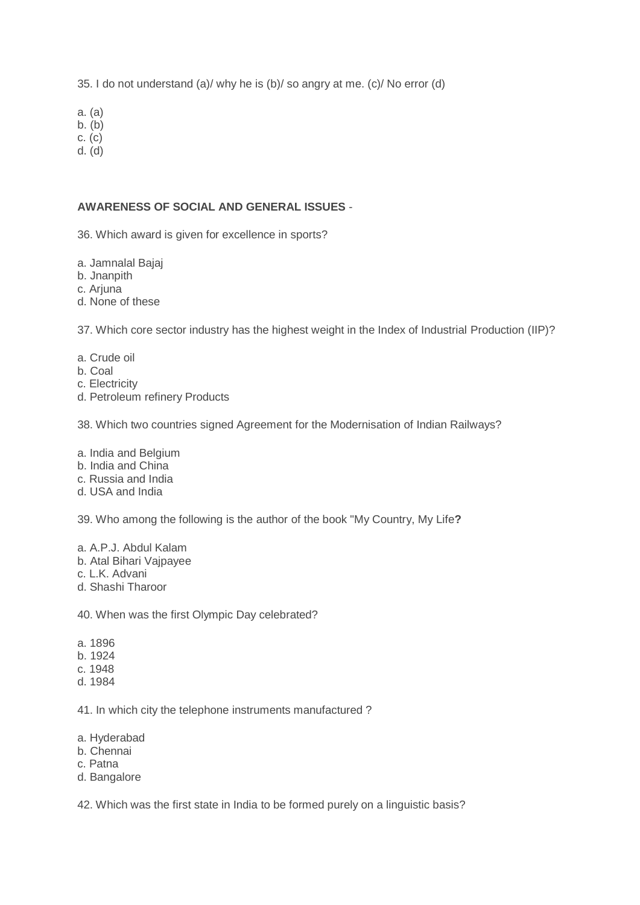35. I do not understand (a)/ why he is (b)/ so angry at me. (c)/ No error (d)

a. (a)
b. (b)
c. (c)
d. (d)

**AWARENESS OF SOCIAL AND GENERAL ISSUES** -

36. Which award is given for excellence in sports?

a. Jamnalal Bajaj
b. Jnanpith
c. Arjuna
d. None of these

37. Which core sector industry has the highest weight in the Index of Industrial Production (IIP)?

a. Crude oil
b. Coal
c. Electricity
d. Petroleum refinery Products

38. Which two countries signed Agreement for the Modernisation of Indian Railways?

a. India and Belgium
b. India and China
c. Russia and India
d. USA and India

39. Who among the following is the author of the book "My Country, My Life**?**

a. A.P.J. Abdul Kalam
b. Atal Bihari Vajpayee
c. L.K. Advani
d. Shashi Tharoor

40. When was the first Olympic Day celebrated?

a. 1896
b. 1924
c. 1948
d. 1984

41. In which city the telephone instruments manufactured ?

a. Hyderabad
b. Chennai
c. Patna
d. Bangalore

42. Which was the first state in India to be formed purely on a linguistic basis?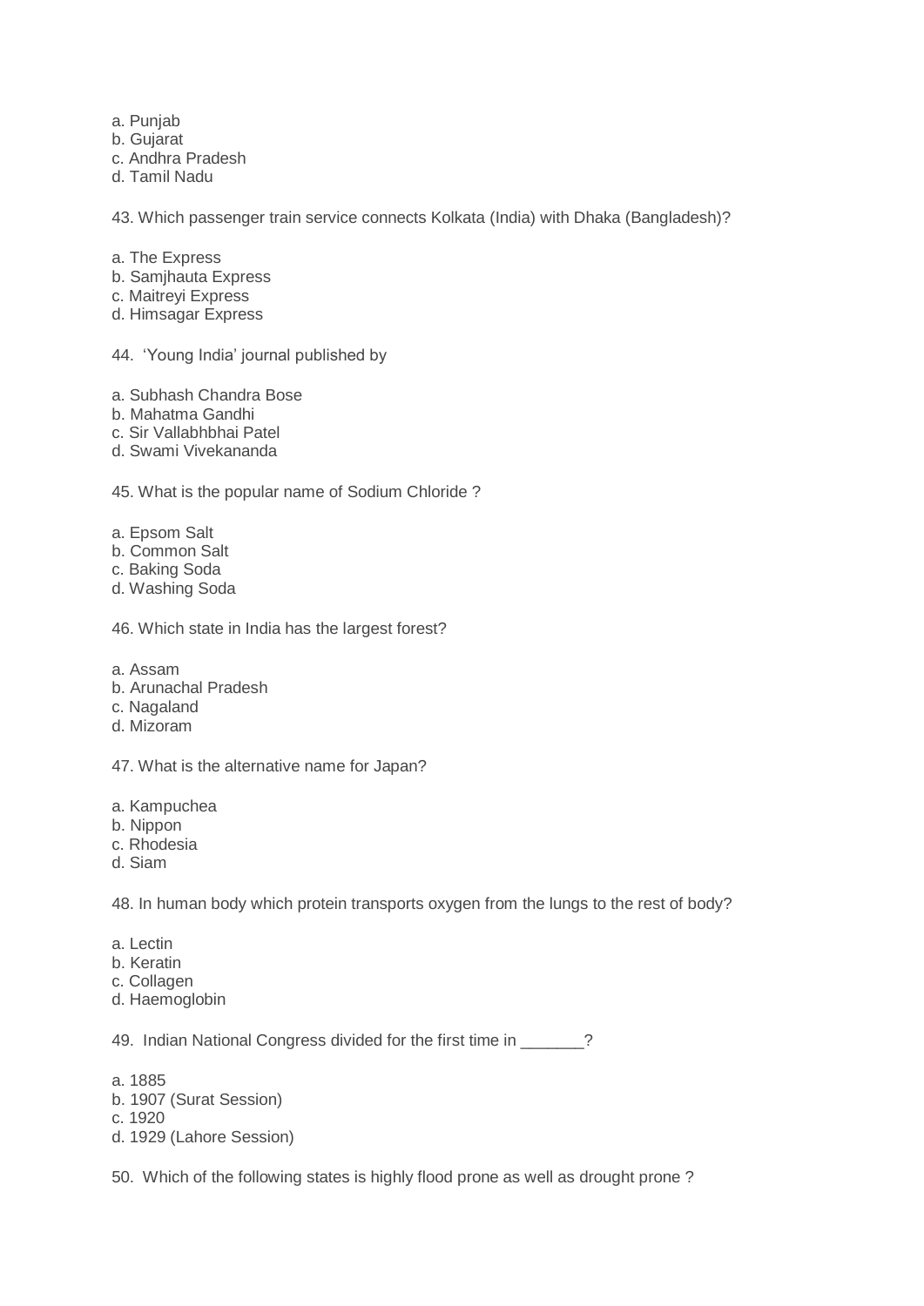a. Punjab
b. Gujarat
c. Andhra Pradesh
d. Tamil Nadu

43. Which passenger train service connects Kolkata (India) with Dhaka (Bangladesh)?

a. The Express
b. Samjhauta Express
c. Maitreyi Express
d. Himsagar Express

44. 'Young India' journal published by

a. Subhash Chandra Bose
b. Mahatma Gandhi
c. Sir Vallabhbhai Patel
d. Swami Vivekananda

45. What is the popular name of Sodium Chloride ?

a. Epsom Salt
b. Common Salt
c. Baking Soda
d. Washing Soda

46. Which state in India has the largest forest?

a. Assam
b. Arunachal Pradesh
c. Nagaland
d. Mizoram

47. What is the alternative name for Japan?

a. Kampuchea
b. Nippon
c. Rhodesia
d. Siam

48. In human body which protein transports oxygen from the lungs to the rest of body?

a. Lectin
b. Keratin
c. Collagen
d. Haemoglobin

49. Indian National Congress divided for the first time in _______?

a. 1885
b. 1907 (Surat Session)
c. 1920
d. 1929 (Lahore Session)

50. Which of the following states is highly flood prone as well as drought prone ?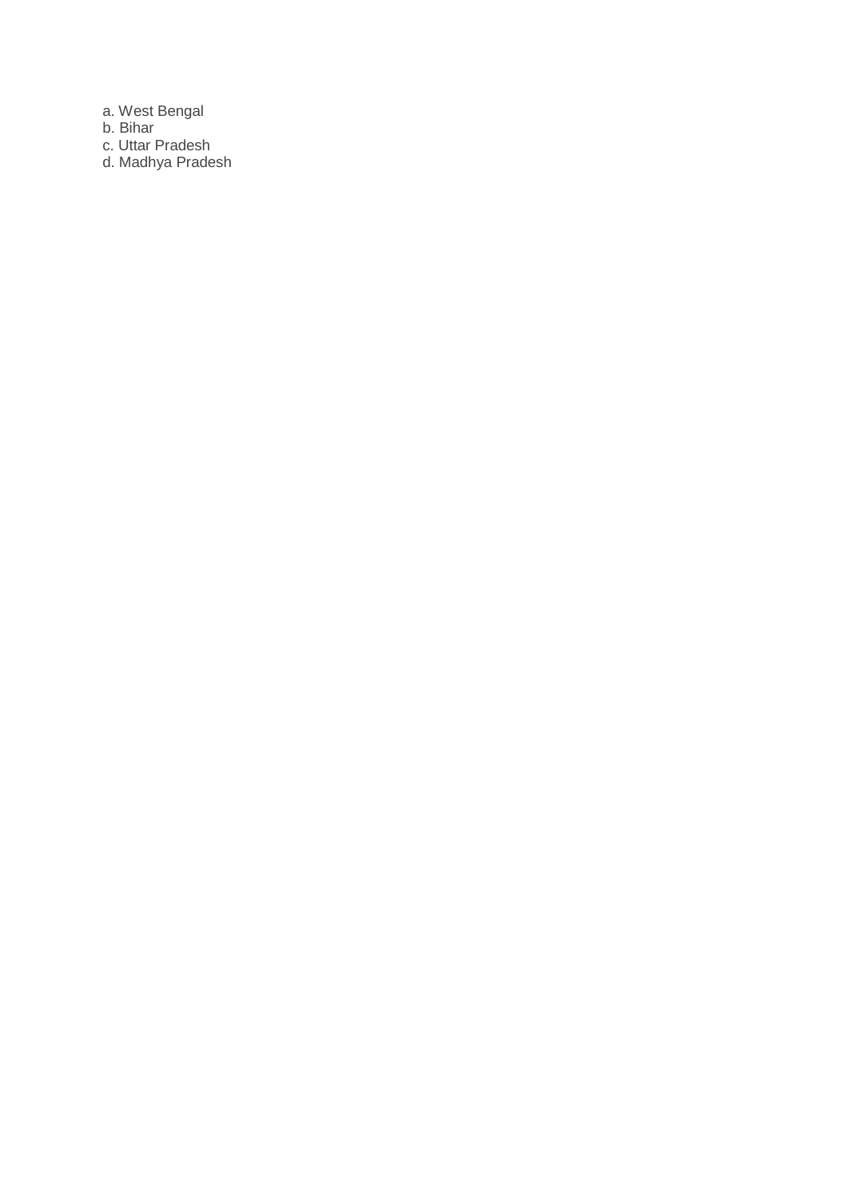a. West Bengal
b. Bihar
c. Uttar Pradesh
d. Madhya Pradesh